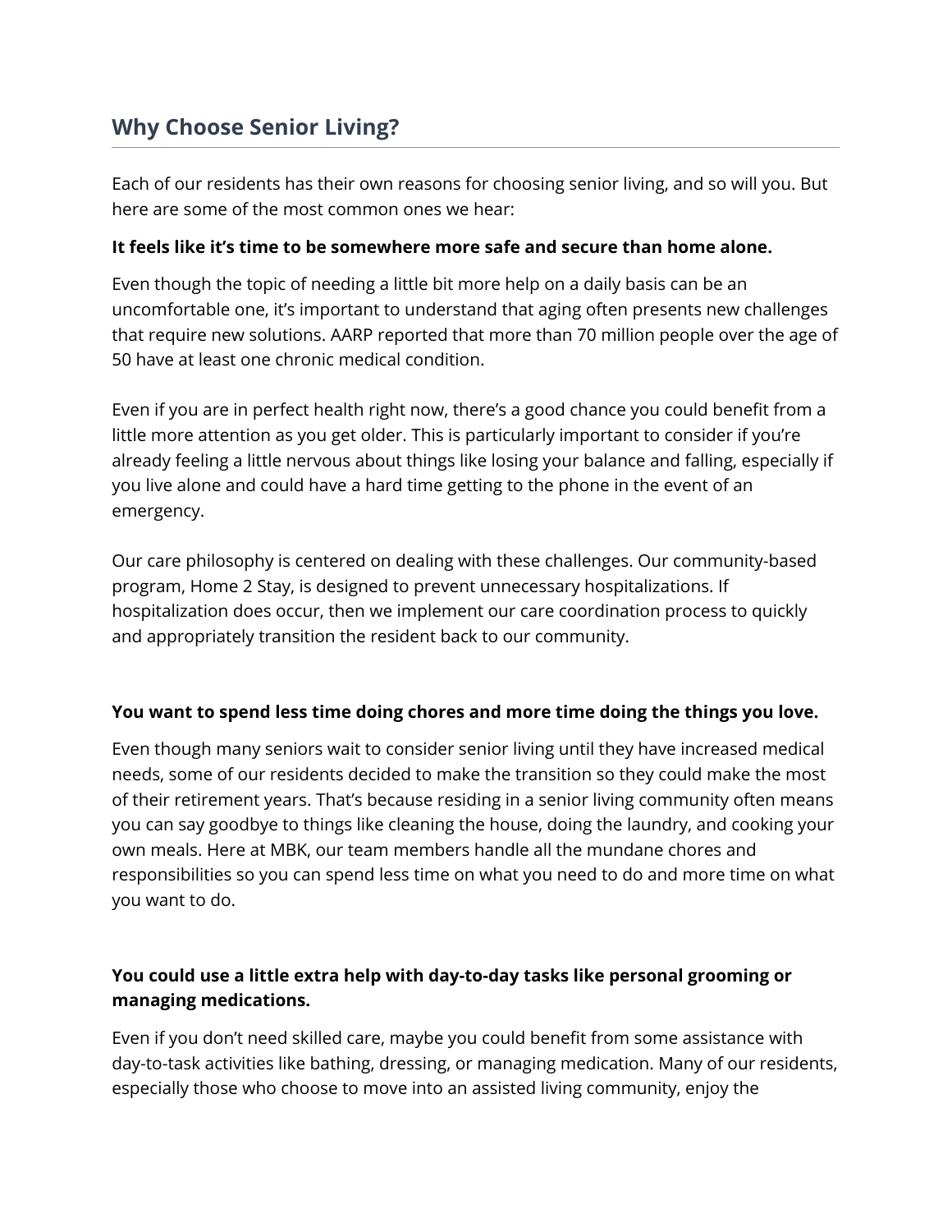## Why Choose Senior Living?

Each of our residents has their own reasons for choosing senior living, and so will you. But here are some of the most common ones we hear:

**It feels like it's time to be somewhere more safe and secure than home alone.**

Even though the topic of needing a little bit more help on a daily basis can be an uncomfortable one, it's important to understand that aging often presents new challenges that require new solutions. AARP reported that more than 70 million people over the age of 50 have at least one chronic medical condition.

Even if you are in perfect health right now, there's a good chance you could benefit from a little more attention as you get older. This is particularly important to consider if you're already feeling a little nervous about things like losing your balance and falling, especially if you live alone and could have a hard time getting to the phone in the event of an emergency.

Our care philosophy is centered on dealing with these challenges. Our community-based program, Home 2 Stay, is designed to prevent unnecessary hospitalizations. If hospitalization does occur, then we implement our care coordination process to quickly and appropriately transition the resident back to our community.

**You want to spend less time doing chores and more time doing the things you love.**

Even though many seniors wait to consider senior living until they have increased medical needs, some of our residents decided to make the transition so they could make the most of their retirement years. That's because residing in a senior living community often means you can say goodbye to things like cleaning the house, doing the laundry, and cooking your own meals. Here at MBK, our team members handle all the mundane chores and responsibilities so you can spend less time on what you need to do and more time on what you want to do.

**You could use a little extra help with day-to-day tasks like personal grooming or managing medications.**

Even if you don't need skilled care, maybe you could benefit from some assistance with day-to-task activities like bathing, dressing, or managing medication. Many of our residents, especially those who choose to move into an assisted living community, enjoy the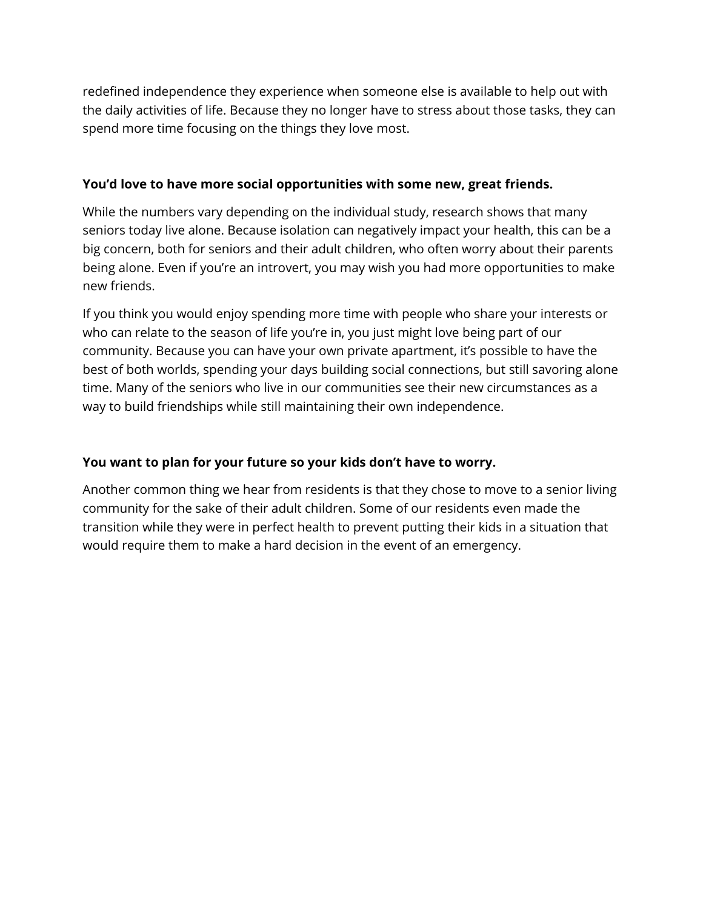redefined independence they experience when someone else is available to help out with the daily activities of life. Because they no longer have to stress about those tasks, they can spend more time focusing on the things they love most.

**You'd love to have more social opportunities with some new, great friends.**

While the numbers vary depending on the individual study, research shows that many seniors today live alone. Because isolation can negatively impact your health, this can be a big concern, both for seniors and their adult children, who often worry about their parents being alone. Even if you're an introvert, you may wish you had more opportunities to make new friends.

If you think you would enjoy spending more time with people who share your interests or who can relate to the season of life you're in, you just might love being part of our community. Because you can have your own private apartment, it's possible to have the best of both worlds, spending your days building social connections, but still savoring alone time. Many of the seniors who live in our communities see their new circumstances as a way to build friendships while still maintaining their own independence.

**You want to plan for your future so your kids don't have to worry.**

Another common thing we hear from residents is that they chose to move to a senior living community for the sake of their adult children. Some of our residents even made the transition while they were in perfect health to prevent putting their kids in a situation that would require them to make a hard decision in the event of an emergency.